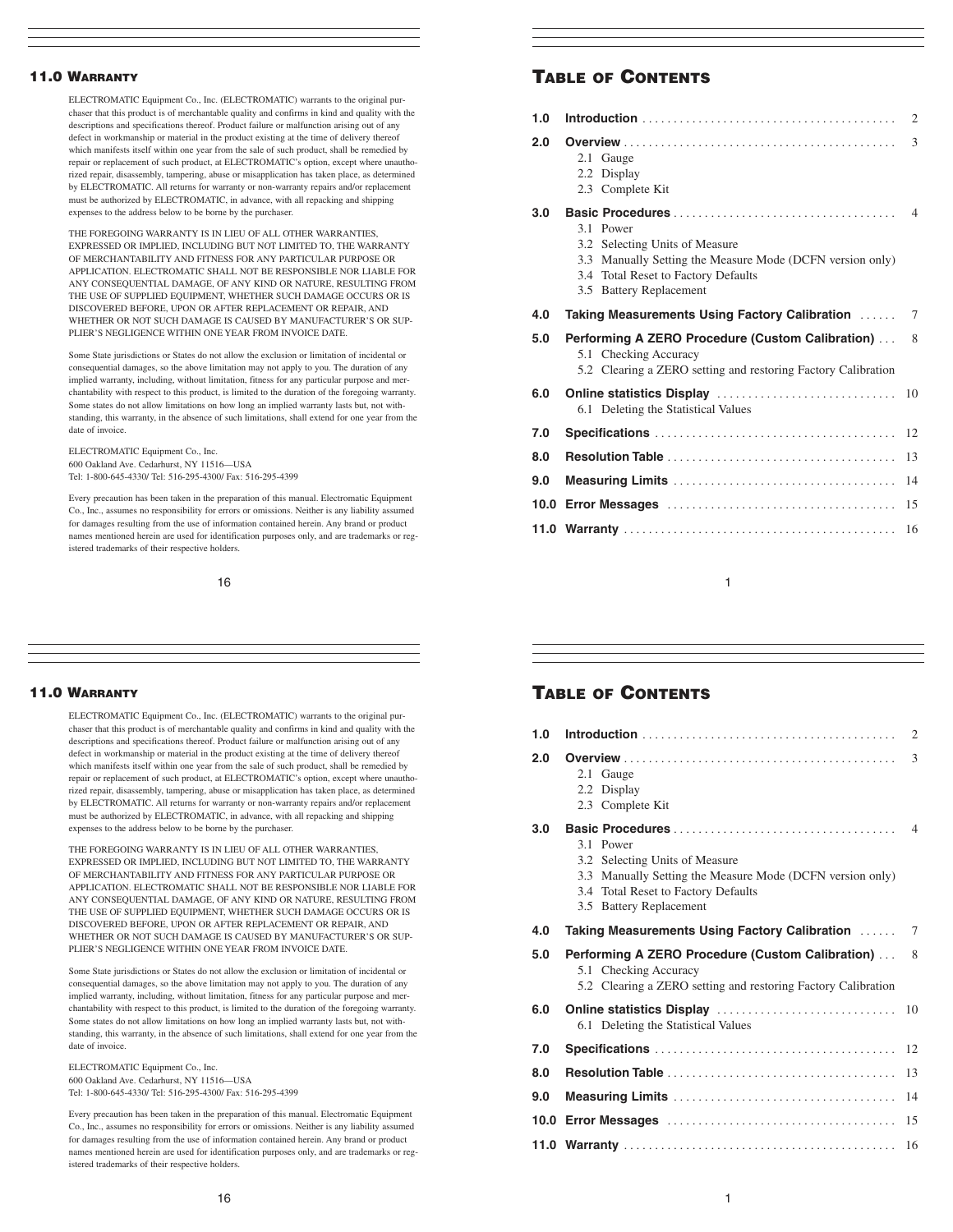## 11.0 Warranty

ELECTROMATIC Equipment Co., Inc. (ELECTROMATIC) warrants to the original purchaser that this product is of merchantable quality and confirms in kind and quality with the descriptions and specifications thereof. Product failure or malfunction arising out of any defect in workmanship or material in the product existing at the time of delivery thereof which manifests itself within one year from the sale of such product, shall be remedied by repair or replacement of such product, at ELECTROMATIC's option, except where unauthorized repair, disassembly, tampering, abuse or misapplication has taken place, as determined by ELECTROMATIC. All returns for warranty or non-warranty repairs and/or replacement must be authorized by ELECTROMATIC, in advance, with all repacking and shipping expenses to the address below to be borne by the purchaser.

THE FOREGOING WARRANTY IS IN LIEU OF ALL OTHER WARRANTIES, EXPRESSED OR IMPLIED, INCLUDING BUT NOT LIMITED TO, THE WARRANTY OF MERCHANTABILITY AND FITNESS FOR ANY PARTICULAR PURPOSE OR APPLICATION. ELECTROMATIC SHALL NOT BE RESPONSIBLE NOR LIABLE FOR ANY CONSEQUENTIAL DAMAGE, OF ANY KIND OR NATURE, RESULTING FROM THE USE OF SUPPLIED EQUIPMENT, WHETHER SUCH DAMAGE OCCURS OR IS DISCOVERED BEFORE, UPON OR AFTER REPLACEMENT OR REPAIR, AND WHETHER OR NOT SUCH DAMAGE IS CAUSED BY MANUFACTURER'S OR SUPPLIER'S NEGLIGENCE WITHIN ONE YEAR FROM INVOICE DATE.

Some State jurisdictions or States do not allow the exclusion or limitation of incidental or consequential damages, so the above limitation may not apply to you. The duration of any implied warranty, including, without limitation, fitness for any particular purpose and merchantability with respect to this product, is limited to the duration of the foregoing warranty. Some states do not allow limitations on how long an implied warranty lasts but, not withstanding, this warranty, in the absence of such limitations, shall extend for one year from the date of invoice.

ELECTROMATIC Equipment Co., Inc.
600 Oakland Ave. Cedarhurst, NY 11516—USA
Tel: 1-800-645-4330/ Tel: 516-295-4300/ Fax: 516-295-4399

Every precaution has been taken in the preparation of this manual. Electromatic Equipment Co., Inc., assumes no responsibility for errors or omissions. Neither is any liability assumed for damages resulting from the use of information contained herein. Any brand or product names mentioned herein are used for identification purposes only, and are trademarks or registered trademarks of their respective holders.

## Table of Contents

| | | |
|---|---|---|
| **1.0** | **Introduction** | 2 |
| **2.0** | **Overview** | 3 |
| | 2.1 Gauge | |
| | 2.2 Display | |
| | 2.3 Complete Kit | |
| **3.0** | **Basic Procedures** | 4 |
| | 3.1 Power | |
| | 3.2 Selecting Units of Measure | |
| | 3.3 Manually Setting the Measure Mode (DCFN version only) | |
| | 3.4 Total Reset to Factory Defaults | |
| | 3.5 Battery Replacement | |
| **4.0** | **Taking Measurements Using Factory Calibration** | 7 |
| **5.0** | **Performing A ZERO Procedure (Custom Calibration)** | 8 |
| | 5.1 Checking Accuracy | |
| | 5.2 Clearing a ZERO setting and restoring Factory Calibration | |
| **6.0** | **Online statistics Display** | 10 |
| | 6.1 Deleting the Statistical Values | |
| **7.0** | **Specifications** | 12 |
| **8.0** | **Resolution Table** | 13 |
| **9.0** | **Measuring Limits** | 14 |
| **10.0** | **Error Messages** | 15 |
| **11.0** | **Warranty** | 16 |

## 11.0 Warranty

ELECTROMATIC Equipment Co., Inc. (ELECTROMATIC) warrants to the original purchaser that this product is of merchantable quality and confirms in kind and quality with the descriptions and specifications thereof. Product failure or malfunction arising out of any defect in workmanship or material in the product existing at the time of delivery thereof which manifests itself within one year from the sale of such product, shall be remedied by repair or replacement of such product, at ELECTROMATIC's option, except where unauthorized repair, disassembly, tampering, abuse or misapplication has taken place, as determined by ELECTROMATIC. All returns for warranty or non-warranty repairs and/or replacement must be authorized by ELECTROMATIC, in advance, with all repacking and shipping expenses to the address below to be borne by the purchaser.

THE FOREGOING WARRANTY IS IN LIEU OF ALL OTHER WARRANTIES, EXPRESSED OR IMPLIED, INCLUDING BUT NOT LIMITED TO, THE WARRANTY OF MERCHANTABILITY AND FITNESS FOR ANY PARTICULAR PURPOSE OR APPLICATION. ELECTROMATIC SHALL NOT BE RESPONSIBLE NOR LIABLE FOR ANY CONSEQUENTIAL DAMAGE, OF ANY KIND OR NATURE, RESULTING FROM THE USE OF SUPPLIED EQUIPMENT, WHETHER SUCH DAMAGE OCCURS OR IS DISCOVERED BEFORE, UPON OR AFTER REPLACEMENT OR REPAIR, AND WHETHER OR NOT SUCH DAMAGE IS CAUSED BY MANUFACTURER'S OR SUPPLIER'S NEGLIGENCE WITHIN ONE YEAR FROM INVOICE DATE.

Some State jurisdictions or States do not allow the exclusion or limitation of incidental or consequential damages, so the above limitation may not apply to you. The duration of any implied warranty, including, without limitation, fitness for any particular purpose and merchantability with respect to this product, is limited to the duration of the foregoing warranty. Some states do not allow limitations on how long an implied warranty lasts but, not withstanding, this warranty, in the absence of such limitations, shall extend for one year from the date of invoice.

ELECTROMATIC Equipment Co., Inc.
600 Oakland Ave. Cedarhurst, NY 11516—USA
Tel: 1-800-645-4330/ Tel: 516-295-4300/ Fax: 516-295-4399

Every precaution has been taken in the preparation of this manual. Electromatic Equipment Co., Inc., assumes no responsibility for errors or omissions. Neither is any liability assumed for damages resulting from the use of information contained herein. Any brand or product names mentioned herein are used for identification purposes only, and are trademarks or registered trademarks of their respective holders.

## Table of Contents

| | | |
|---|---|---|
| **1.0** | **Introduction** | 2 |
| **2.0** | **Overview** | 3 |
| | 2.1 Gauge | |
| | 2.2 Display | |
| | 2.3 Complete Kit | |
| **3.0** | **Basic Procedures** | 4 |
| | 3.1 Power | |
| | 3.2 Selecting Units of Measure | |
| | 3.3 Manually Setting the Measure Mode (DCFN version only) | |
| | 3.4 Total Reset to Factory Defaults | |
| | 3.5 Battery Replacement | |
| **4.0** | **Taking Measurements Using Factory Calibration** | 7 |
| **5.0** | **Performing A ZERO Procedure (Custom Calibration)** | 8 |
| | 5.1 Checking Accuracy | |
| | 5.2 Clearing a ZERO setting and restoring Factory Calibration | |
| **6.0** | **Online statistics Display** | 10 |
| | 6.1 Deleting the Statistical Values | |
| **7.0** | **Specifications** | 12 |
| **8.0** | **Resolution Table** | 13 |
| **9.0** | **Measuring Limits** | 14 |
| **10.0** | **Error Messages** | 15 |
| **11.0** | **Warranty** | 16 |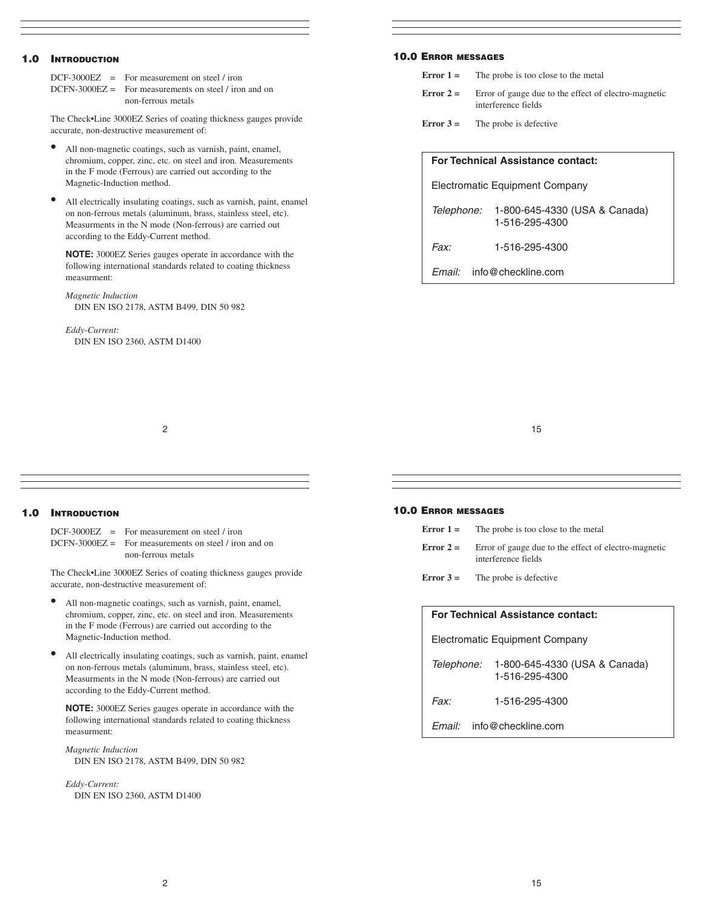## 1.0 Introduction

DCF-3000EZ = For measurement on steel / iron
DCFN-3000EZ = For measurements on steel / iron and on non-ferrous metals

The Check•Line 3000EZ Series of coating thickness gauges provide accurate, non-destructive measurement of:

- All non-magnetic coatings, such as varnish, paint, enamel, chromium, copper, zinc, etc. on steel and iron. Measurements in the F mode (Ferrous) are carried out according to the Magnetic-Induction method.
- All electrically insulating coatings, such as varnish, paint, enamel on non-ferrous metals (aluminum, brass, stainless steel, etc). Measurments in the N mode (Non-ferrous) are carried out according to the Eddy-Current method.

**NOTE:** 3000EZ Series gauges operate in accordance with the following international standards related to coating thickness measurment:

*Magnetic Induction*
DIN EN ISO 2178, ASTM B499, DIN 50 982

*Eddy-Current:*
DIN EN ISO 2360, ASTM D1400

## 10.0 Error messages

**Error 1 =** The probe is too close to the metal

**Error 2 =** Error of gauge due to the effect of electro-magnetic interference fields

**Error 3 =** The probe is defective

**For Technical Assistance contact:**

Electromatic Equipment Company

*Telephone:* 1-800-645-4330 (USA & Canada)
1-516-295-4300

*Fax:* 1-516-295-4300

*Email:* info@checkline.com

## 1.0 Introduction

DCF-3000EZ = For measurement on steel / iron
DCFN-3000EZ = For measurements on steel / iron and on non-ferrous metals

The Check•Line 3000EZ Series of coating thickness gauges provide accurate, non-destructive measurement of:

- All non-magnetic coatings, such as varnish, paint, enamel, chromium, copper, zinc, etc. on steel and iron. Measurements in the F mode (Ferrous) are carried out according to the Magnetic-Induction method.
- All electrically insulating coatings, such as varnish, paint, enamel on non-ferrous metals (aluminum, brass, stainless steel, etc). Measurments in the N mode (Non-ferrous) are carried out according to the Eddy-Current method.

**NOTE:** 3000EZ Series gauges operate in accordance with the following international standards related to coating thickness measurment:

*Magnetic Induction*
DIN EN ISO 2178, ASTM B499, DIN 50 982

*Eddy-Current:*
DIN EN ISO 2360, ASTM D1400

## 10.0 Error messages

**Error 1 =** The probe is too close to the metal

**Error 2 =** Error of gauge due to the effect of electro-magnetic interference fields

**Error 3 =** The probe is defective

**For Technical Assistance contact:**

Electromatic Equipment Company

*Telephone:* 1-800-645-4330 (USA & Canada)
1-516-295-4300

*Fax:* 1-516-295-4300

*Email:* info@checkline.com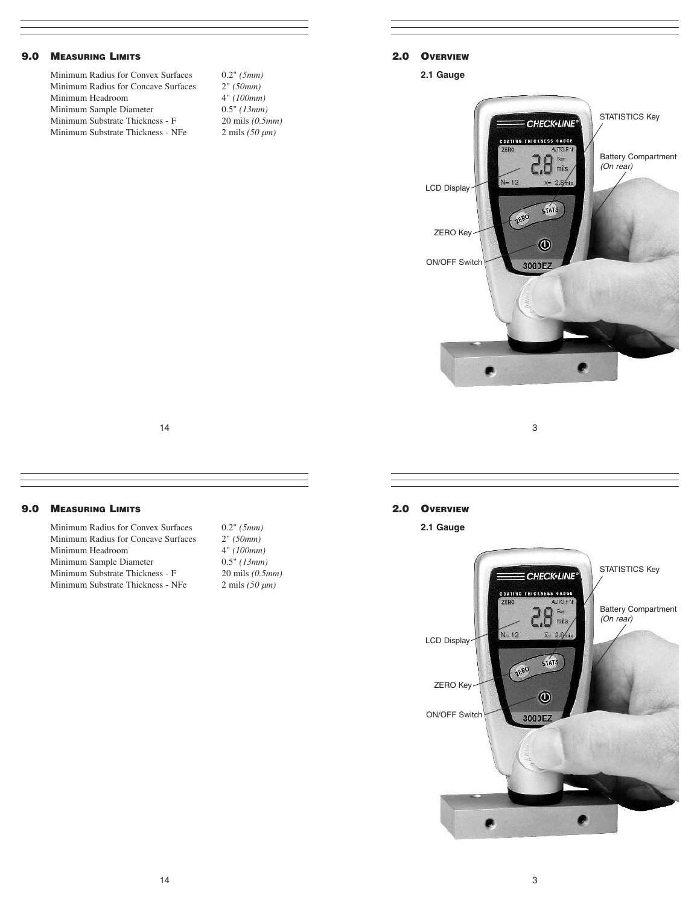## 9.0 MEASURING LIMITS

| | |
|---|---|
| Minimum Radius for Convex Surfaces | 0.2" *(5mm)* |
| Minimum Radius for Concave Surfaces | 2" *(50mm)* |
| Minimum Headroom | 4" *(100mm)* |
| Minimum Sample Diameter | 0.5" *(13mm)* |
| Minimum Substrate Thickness - F | 20 mils *(0.5mm)* |
| Minimum Substrate Thickness - NFe | 2 mils *(50 μm)* |

## 2.0 OVERVIEW

### 2.1 Gauge

## 9.0 MEASURING LIMITS

| | |
|---|---|
| Minimum Radius for Convex Surfaces | 0.2" *(5mm)* |
| Minimum Radius for Concave Surfaces | 2" *(50mm)* |
| Minimum Headroom | 4" *(100mm)* |
| Minimum Sample Diameter | 0.5" *(13mm)* |
| Minimum Substrate Thickness - F | 20 mils *(0.5mm)* |
| Minimum Substrate Thickness - NFe | 2 mils *(50 μm)* |

## 2.0 OVERVIEW

### 2.1 Gauge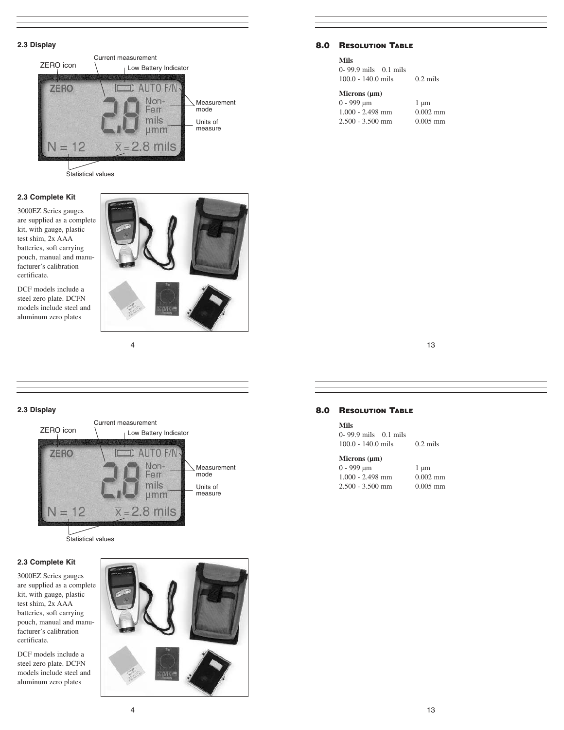### 2.3 Display

ZERO icon

Current measurement

Low Battery Indicator

Measurement mode

Units of measure

Statistical values

### 2.3 Complete Kit

3000EZ Series gauges are supplied as a complete kit, with gauge, plastic test shim, 2x AAA batteries, soft carrying pouch, manual and manufacturer's calibration certificate.

DCF models include a steel zero plate. DCFN models include steel and aluminum zero plates

## 8.0 Resolution Table

| Range | Resolution |
| --- | --- |
| **Mils** | |
| 0- 99.9 mils | 0.1 mils |
| 100.0 - 140.0 mils | 0.2 mils |
| **Microns (µm)** | |
| 0 - 999 µm | 1 µm |
| 1.000 - 2.498 mm | 0.002 mm |
| 2.500 - 3.500 mm | 0.005 mm |

### 2.3 Display

ZERO icon

Current measurement

Low Battery Indicator

Measurement mode

Units of measure

Statistical values

### 2.3 Complete Kit

3000EZ Series gauges are supplied as a complete kit, with gauge, plastic test shim, 2x AAA batteries, soft carrying pouch, manual and manufacturer's calibration certificate.

DCF models include a steel zero plate. DCFN models include steel and aluminum zero plates

## 8.0 Resolution Table

| Range | Resolution |
| --- | --- |
| **Mils** | |
| 0- 99.9 mils | 0.1 mils |
| 100.0 - 140.0 mils | 0.2 mils |
| **Microns (µm)** | |
| 0 - 999 µm | 1 µm |
| 1.000 - 2.498 mm | 0.002 mm |
| 2.500 - 3.500 mm | 0.005 mm |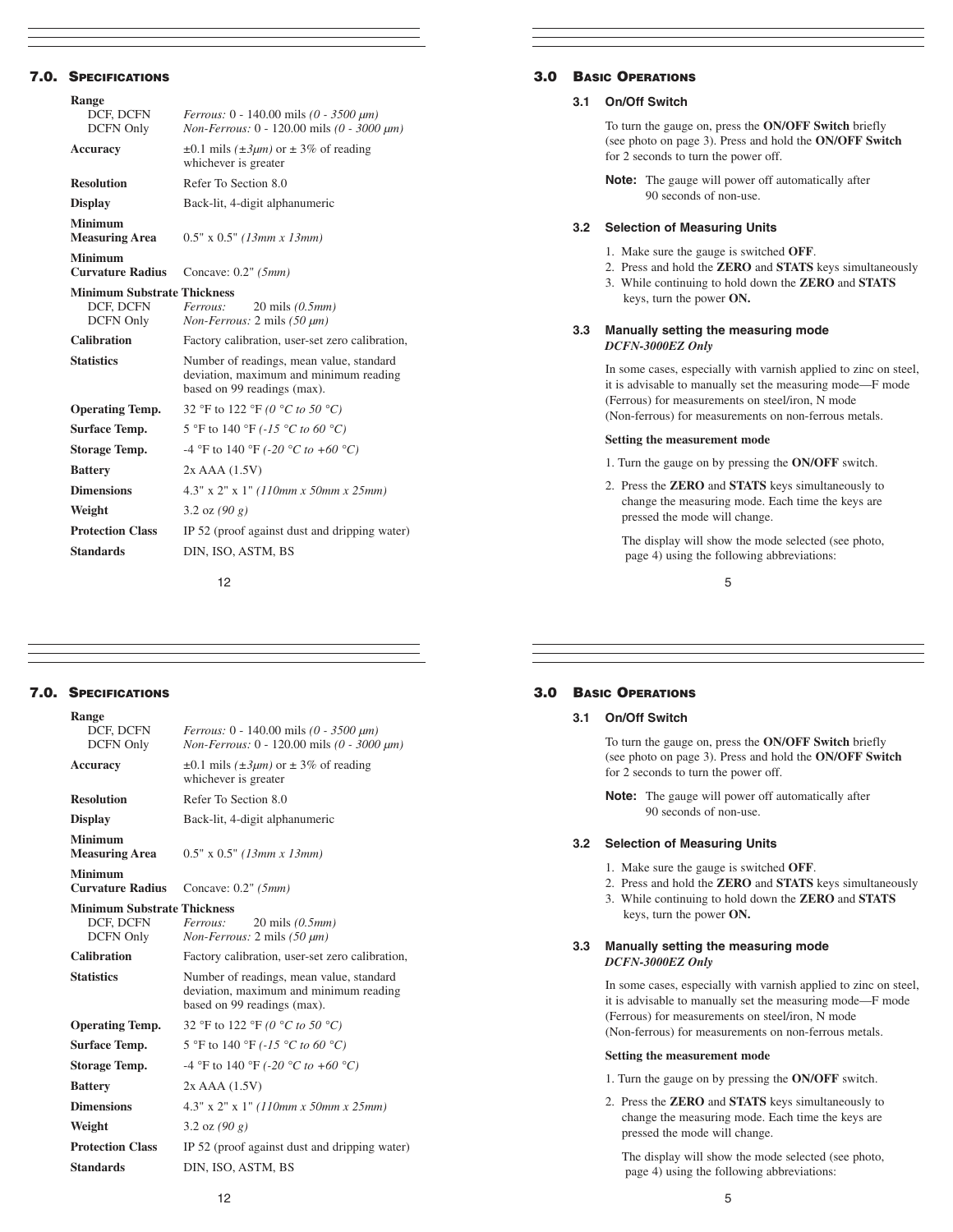## 7.0. Specifications

| | |
|---|---|
| **Range** | |
| DCF, DCFN | *Ferrous:* 0 - 140.00 mils *(0 - 3500 μm)* |
| DCFN Only | *Non-Ferrous:* 0 - 120.00 mils *(0 - 3000 μm)* |
| **Accuracy** | ±0.1 mils *(±3μm)* or ± 3% of reading whichever is greater |
| **Resolution** | Refer To Section 8.0 |
| **Display** | Back-lit, 4-digit alphanumeric |
| **Minimum Measuring Area** | 0.5" x 0.5" *(13mm x 13mm)* |
| **Minimum Curvature Radius** | Concave: 0.2" *(5mm)* |
| **Minimum Substrate Thickness** | |
| DCF, DCFN | *Ferrous:* 20 mils *(0.5mm)* |
| DCFN Only | *Non-Ferrous:* 2 mils *(50 μm)* |
| **Calibration** | Factory calibration, user-set zero calibration, |
| **Statistics** | Number of readings, mean value, standard deviation, maximum and minimum reading based on 99 readings (max). |
| **Operating Temp.** | 32 °F to 122 °F *(0 °C to 50 °C)* |
| **Surface Temp.** | 5 °F to 140 °F *(-15 °C to 60 °C)* |
| **Storage Temp.** | -4 °F to 140 °F *(-20 °C to +60 °C)* |
| **Battery** | 2x AAA (1.5V) |
| **Dimensions** | 4.3" x 2" x 1" *(110mm x 50mm x 25mm)* |
| **Weight** | 3.2 oz *(90 g)* |
| **Protection Class** | IP 52 (proof against dust and dripping water) |
| **Standards** | DIN, ISO, ASTM, BS |

## 3.0 Basic Operations

### 3.1 On/Off Switch

To turn the gauge on, press the **ON/OFF Switch** briefly (see photo on page 3). Press and hold the **ON/OFF Switch** for 2 seconds to turn the power off.

**Note:** The gauge will power off automatically after 90 seconds of non-use.

### 3.2 Selection of Measuring Units

1. Make sure the gauge is switched **OFF**.
2. Press and hold the **ZERO** and **STATS** keys simultaneously
3. While continuing to hold down the **ZERO** and **STATS** keys, turn the power **ON.**

### 3.3 Manually setting the measuring mode
*DCFN-3000EZ Only*

In some cases, especially with varnish applied to zinc on steel, it is advisable to manually set the measuring mode—F mode (Ferrous) for measurements on steel/iron, N mode (Non-ferrous) for measurements on non-ferrous metals.

**Setting the measurement mode**

1. Turn the gauge on by pressing the **ON/OFF** switch.
2. Press the **ZERO** and **STATS** keys simultaneously to change the measuring mode. Each time the keys are pressed the mode will change.

   The display will show the mode selected (see photo, page 4) using the following abbreviations:

## 7.0. Specifications

| | |
|---|---|
| **Range** | |
| DCF, DCFN | *Ferrous:* 0 - 140.00 mils *(0 - 3500 μm)* |
| DCFN Only | *Non-Ferrous:* 0 - 120.00 mils *(0 - 3000 μm)* |
| **Accuracy** | ±0.1 mils *(±3μm)* or ± 3% of reading whichever is greater |
| **Resolution** | Refer To Section 8.0 |
| **Display** | Back-lit, 4-digit alphanumeric |
| **Minimum Measuring Area** | 0.5" x 0.5" *(13mm x 13mm)* |
| **Minimum Curvature Radius** | Concave: 0.2" *(5mm)* |
| **Minimum Substrate Thickness** | |
| DCF, DCFN | *Ferrous:* 20 mils *(0.5mm)* |
| DCFN Only | *Non-Ferrous:* 2 mils *(50 μm)* |
| **Calibration** | Factory calibration, user-set zero calibration, |
| **Statistics** | Number of readings, mean value, standard deviation, maximum and minimum reading based on 99 readings (max). |
| **Operating Temp.** | 32 °F to 122 °F *(0 °C to 50 °C)* |
| **Surface Temp.** | 5 °F to 140 °F *(-15 °C to 60 °C)* |
| **Storage Temp.** | -4 °F to 140 °F *(-20 °C to +60 °C)* |
| **Battery** | 2x AAA (1.5V) |
| **Dimensions** | 4.3" x 2" x 1" *(110mm x 50mm x 25mm)* |
| **Weight** | 3.2 oz *(90 g)* |
| **Protection Class** | IP 52 (proof against dust and dripping water) |
| **Standards** | DIN, ISO, ASTM, BS |

## 3.0 Basic Operations

### 3.1 On/Off Switch

To turn the gauge on, press the **ON/OFF Switch** briefly (see photo on page 3). Press and hold the **ON/OFF Switch** for 2 seconds to turn the power off.

**Note:** The gauge will power off automatically after 90 seconds of non-use.

### 3.2 Selection of Measuring Units

1. Make sure the gauge is switched **OFF**.
2. Press and hold the **ZERO** and **STATS** keys simultaneously
3. While continuing to hold down the **ZERO** and **STATS** keys, turn the power **ON.**

### 3.3 Manually setting the measuring mode
*DCFN-3000EZ Only*

In some cases, especially with varnish applied to zinc on steel, it is advisable to manually set the measuring mode—F mode (Ferrous) for measurements on steel/iron, N mode (Non-ferrous) for measurements on non-ferrous metals.

**Setting the measurement mode**

1. Turn the gauge on by pressing the **ON/OFF** switch.
2. Press the **ZERO** and **STATS** keys simultaneously to change the measuring mode. Each time the keys are pressed the mode will change.

   The display will show the mode selected (see photo, page 4) using the following abbreviations: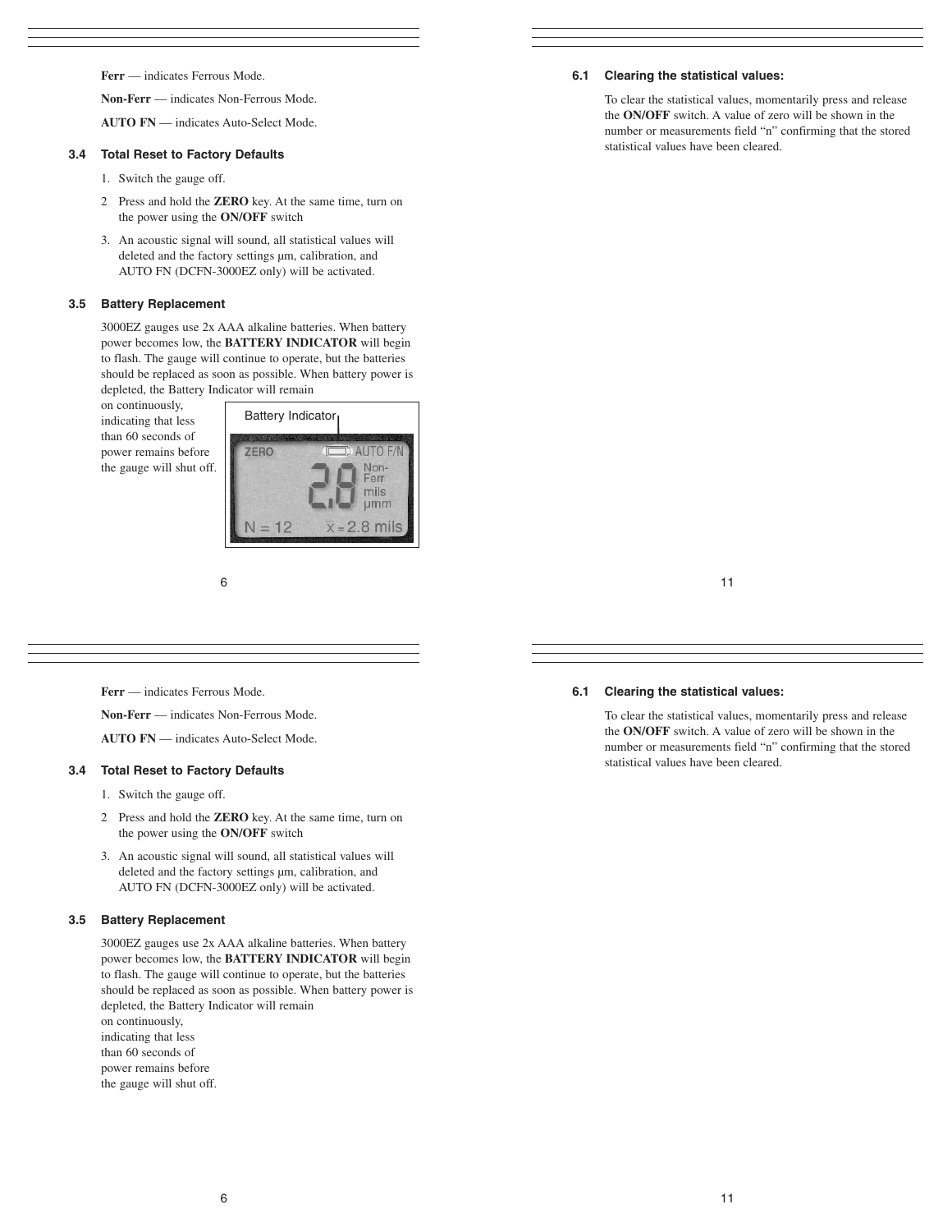**Ferr** — indicates Ferrous Mode.

**Non-Ferr** — indicates Non-Ferrous Mode.

**AUTO FN** — indicates Auto-Select Mode.

### 3.4 Total Reset to Factory Defaults

1. Switch the gauge off.
2. Press and hold the **ZERO** key. At the same time, turn on the power using the **ON/OFF** switch
3. An acoustic signal will sound, all statistical values will deleted and the factory settings µm, calibration, and AUTO FN (DCFN-3000EZ only) will be activated.

### 3.5 Battery Replacement

3000EZ gauges use 2x AAA alkaline batteries. When battery power becomes low, the **BATTERY INDICATOR** will begin to flash. The gauge will continue to operate, but the batteries should be replaced as soon as possible. When battery power is depleted, the Battery Indicator will remain on continuously, indicating that less than 60 seconds of power remains before the gauge will shut off.

Battery Indicator

### 6.1 Clearing the statistical values:

To clear the statistical values, momentarily press and release the **ON/OFF** switch. A value of zero will be shown in the number or measurements field "n" confirming that the stored statistical values have been cleared.

**Ferr** — indicates Ferrous Mode.

**Non-Ferr** — indicates Non-Ferrous Mode.

**AUTO FN** — indicates Auto-Select Mode.

### 3.4 Total Reset to Factory Defaults

1. Switch the gauge off.
2. Press and hold the **ZERO** key. At the same time, turn on the power using the **ON/OFF** switch
3. An acoustic signal will sound, all statistical values will deleted and the factory settings µm, calibration, and AUTO FN (DCFN-3000EZ only) will be activated.

### 3.5 Battery Replacement

3000EZ gauges use 2x AAA alkaline batteries. When battery power becomes low, the **BATTERY INDICATOR** will begin to flash. The gauge will continue to operate, but the batteries should be replaced as soon as possible. When battery power is depleted, the Battery Indicator will remain on continuously, indicating that less than 60 seconds of power remains before the gauge will shut off.

### 6.1 Clearing the statistical values:

To clear the statistical values, momentarily press and release the **ON/OFF** switch. A value of zero will be shown in the number or measurements field "n" confirming that the stored statistical values have been cleared.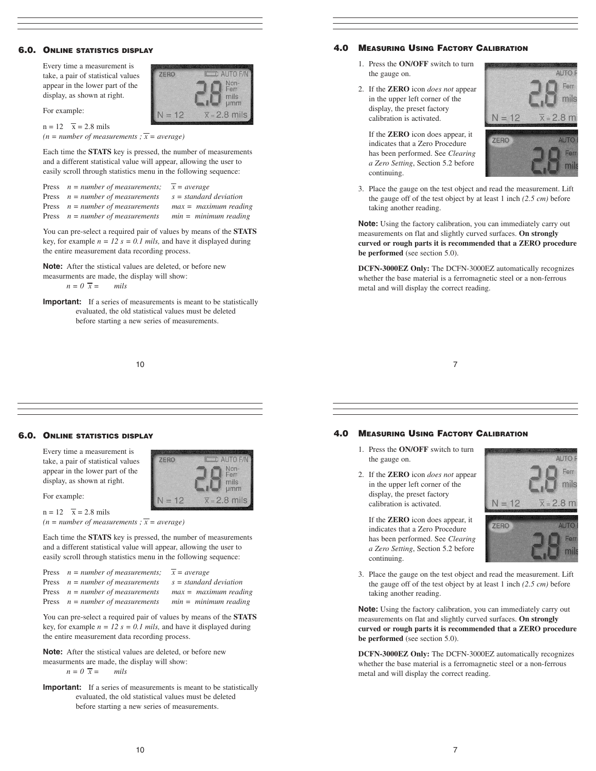### 6.0. Online statistics display

Every time a measurement is take, a pair of statistical values appear in the lower part of the display, as shown at right.

For example:

n = 12 $\overline{x}$ = 2.8 mils
*(n = number of measurements ; $\overline{x}$ = average)*

Each time the **STATS** key is pressed, the number of measurements and a different statistical value will appear, allowing the user to easily scroll through statistics menu in the following sequence:

Press *n = number of measurements;* $\overline{x}$ *= average*
Press *n = number of measurements s = standard deviation*
Press *n = number of measurements max = maximum reading*
Press *n = number of measurements min = minimum reading*

You can pre-select a required pair of values by means of the **STATS** key, for example *n = 12 s = 0.1 mils,* and have it displayed during the entire measurement data recording process.

**Note:** After the stistical values are deleted, or before new measurments are made, the display will show:
*n = 0* $\overline{x}$ *= mils*

**Important:** If a series of measurements is meant to be statistically evaluated, the old statistical values must be deleted before starting a new series of measurements.

### 4.0 Measuring Using Factory Calibration

1. Press the **ON/OFF** switch to turn the gauge on.
2. If the **ZERO** icon *does not* appear in the upper left corner of the display, the preset factory calibration is activated.

   If the **ZERO** icon does appear, it indicates that a Zero Procedure has been performed. See *Clearing a Zero Setting*, Section 5.2 before continuing.
3. Place the gauge on the test object and read the measurement. Lift the gauge off of the test object by at least 1 inch *(2.5 cm)* before taking another reading.

**Note:** Using the factory calibration, you can immediately carry out measurements on flat and slightly curved surfaces. **On strongly curved or rough parts it is recommended that a ZERO procedure be performed** (see section 5.0).

**DCFN-3000EZ Only:** The DCFN-3000EZ automatically recognizes whether the base material is a ferromagnetic steel or a non-ferrous metal and will display the correct reading.

### 6.0. Online statistics display

Every time a measurement is take, a pair of statistical values appear in the lower part of the display, as shown at right.

For example:

n = 12 $\overline{x}$ = 2.8 mils
*(n = number of measurements ; $\overline{x}$ = average)*

Each time the **STATS** key is pressed, the number of measurements and a different statistical value will appear, allowing the user to easily scroll through statistics menu in the following sequence:

Press *n = number of measurements;* $\overline{x}$ *= average*
Press *n = number of measurements s = standard deviation*
Press *n = number of measurements max = maximum reading*
Press *n = number of measurements min = minimum reading*

You can pre-select a required pair of values by means of the **STATS** key, for example *n = 12 s = 0.1 mils,* and have it displayed during the entire measurement data recording process.

**Note:** After the stistical values are deleted, or before new measurments are made, the display will show:
*n = 0* $\overline{x}$ *= mils*

**Important:** If a series of measurements is meant to be statistically evaluated, the old statistical values must be deleted before starting a new series of measurements.

### 4.0 Measuring Using Factory Calibration

1. Press the **ON/OFF** switch to turn the gauge on.
2. If the **ZERO** icon *does not* appear in the upper left corner of the display, the preset factory calibration is activated.

   If the **ZERO** icon does appear, it indicates that a Zero Procedure has been performed. See *Clearing a Zero Setting*, Section 5.2 before continuing.
3. Place the gauge on the test object and read the measurement. Lift the gauge off of the test object by at least 1 inch *(2.5 cm)* before taking another reading.

**Note:** Using the factory calibration, you can immediately carry out measurements on flat and slightly curved surfaces. **On strongly curved or rough parts it is recommended that a ZERO procedure be performed** (see section 5.0).

**DCFN-3000EZ Only:** The DCFN-3000EZ automatically recognizes whether the base material is a ferromagnetic steel or a non-ferrous metal and will display the correct reading.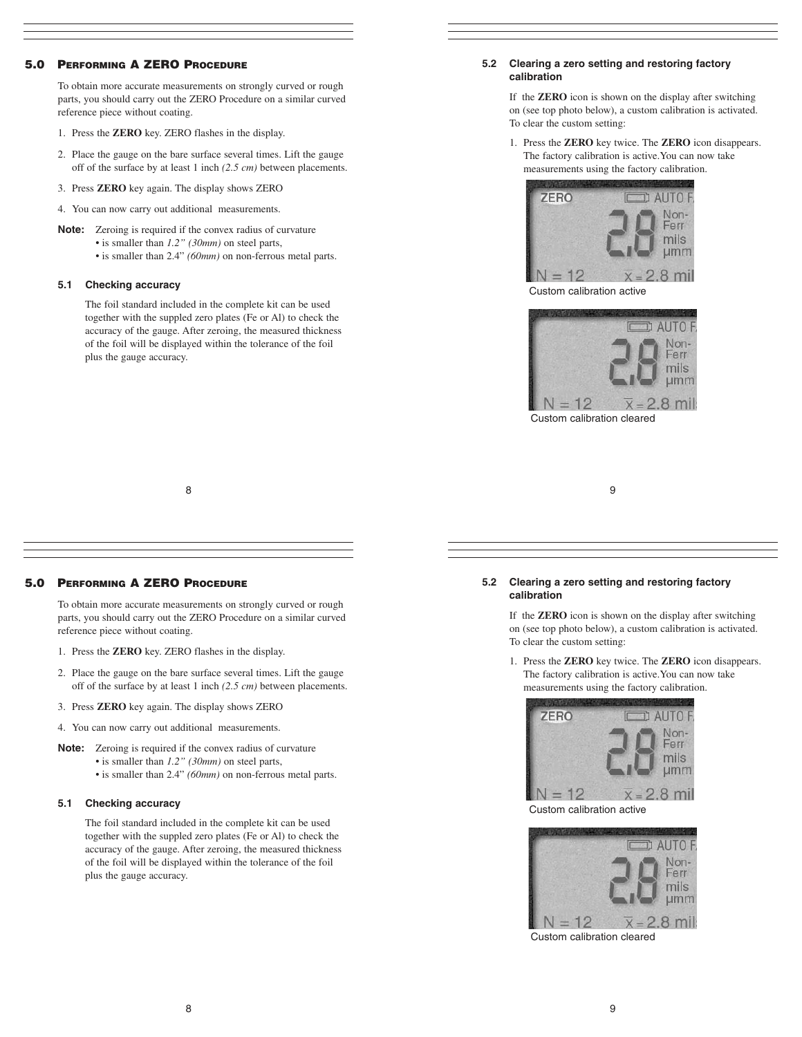## 5.0 Performing a ZERO Procedure

To obtain more accurate measurements on strongly curved or rough parts, you should carry out the ZERO Procedure on a similar curved reference piece without coating.

1. Press the **ZERO** key. ZERO flashes in the display.
2. Place the gauge on the bare surface several times. Lift the gauge off of the surface by at least 1 inch *(2.5 cm)* between placements.
3. Press **ZERO** key again. The display shows ZERO
4. You can now carry out additional measurements.

**Note:** Zeroing is required if the convex radius of curvature
- is smaller than *1.2" (30mm)* on steel parts,
- is smaller than 2.4" *(60mm)* on non-ferrous metal parts.

### 5.1 Checking accuracy

The foil standard included in the complete kit can be used together with the suppled zero plates (Fe or Al) to check the accuracy of the gauge. After zeroing, the measured thickness of the foil will be displayed within the tolerance of the foil plus the gauge accuracy.

### 5.2 Clearing a zero setting and restoring factory calibration

If the **ZERO** icon is shown on the display after switching on (see top photo below), a custom calibration is activated. To clear the custom setting:

1. Press the **ZERO** key twice. The **ZERO** icon disappears. The factory calibration is active.You can now take measurements using the factory calibration.

Custom calibration active

Custom calibration cleared

## 5.0 Performing a ZERO Procedure

To obtain more accurate measurements on strongly curved or rough parts, you should carry out the ZERO Procedure on a similar curved reference piece without coating.

1. Press the **ZERO** key. ZERO flashes in the display.
2. Place the gauge on the bare surface several times. Lift the gauge off of the surface by at least 1 inch *(2.5 cm)* between placements.
3. Press **ZERO** key again. The display shows ZERO
4. You can now carry out additional measurements.

**Note:** Zeroing is required if the convex radius of curvature
- is smaller than *1.2" (30mm)* on steel parts,
- is smaller than 2.4" *(60mm)* on non-ferrous metal parts.

### 5.1 Checking accuracy

The foil standard included in the complete kit can be used together with the suppled zero plates (Fe or Al) to check the accuracy of the gauge. After zeroing, the measured thickness of the foil will be displayed within the tolerance of the foil plus the gauge accuracy.

### 5.2 Clearing a zero setting and restoring factory calibration

If the **ZERO** icon is shown on the display after switching on (see top photo below), a custom calibration is activated. To clear the custom setting:

1. Press the **ZERO** key twice. The **ZERO** icon disappears. The factory calibration is active.You can now take measurements using the factory calibration.

Custom calibration active

Custom calibration cleared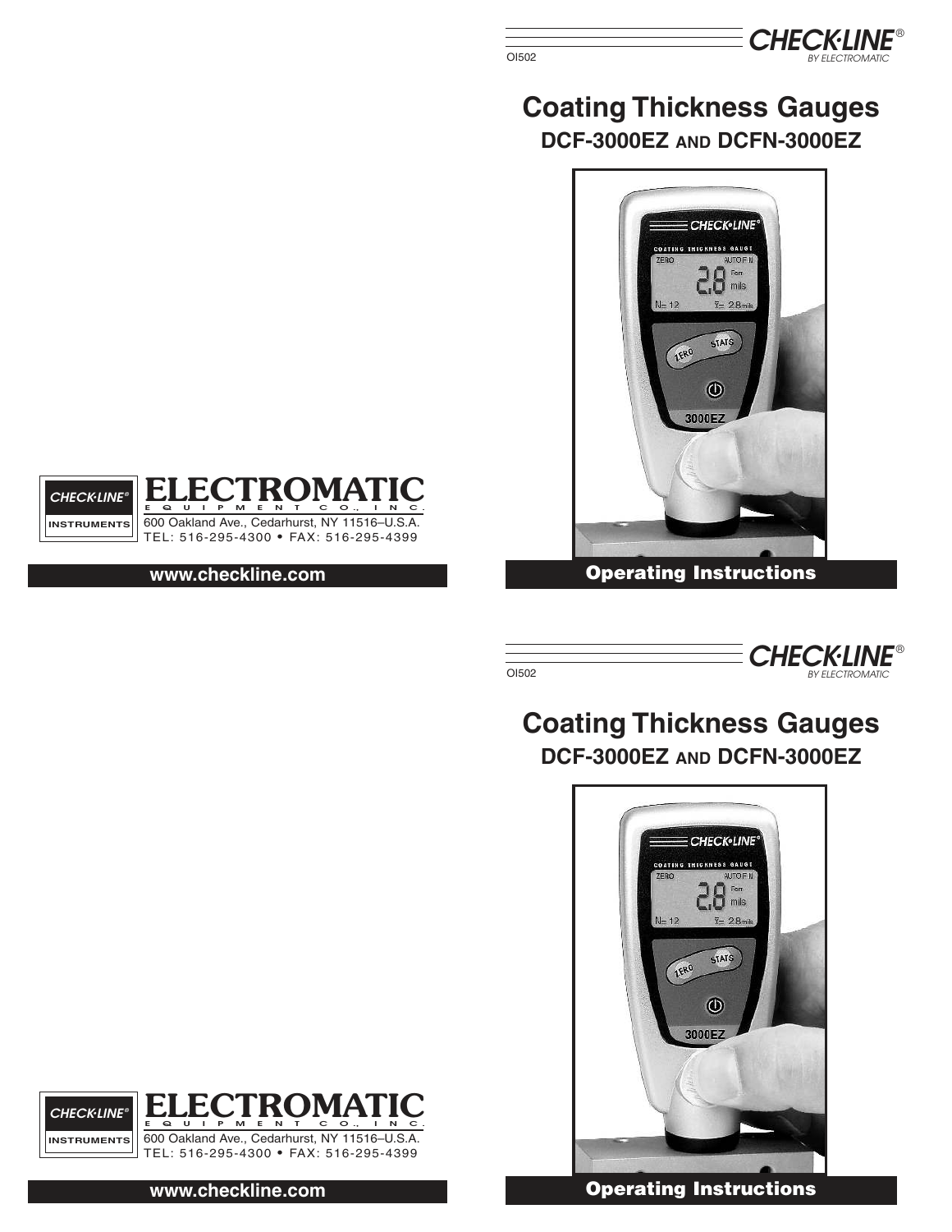OI502

**CHECK·LINE®** BY ELECTROMATIC

# Coating Thickness Gauges

## DCF-3000EZ AND DCFN-3000EZ

**Operating Instructions**

**CHECK·LINE® INSTRUMENTS**

**ELECTROMATIC EQUIPMENT CO., INC.**

600 Oakland Ave., Cedarhurst, NY 11516–U.S.A.

TEL: 516-295-4300 • FAX: 516-295-4399

**www.checkline.com**

OI502

**CHECK·LINE®** BY ELECTROMATIC

# Coating Thickness Gauges

## DCF-3000EZ AND DCFN-3000EZ

**Operating Instructions**

**CHECK·LINE® INSTRUMENTS**

**ELECTROMATIC EQUIPMENT CO., INC.**

600 Oakland Ave., Cedarhurst, NY 11516–U.S.A.

TEL: 516-295-4300 • FAX: 516-295-4399

**www.checkline.com**